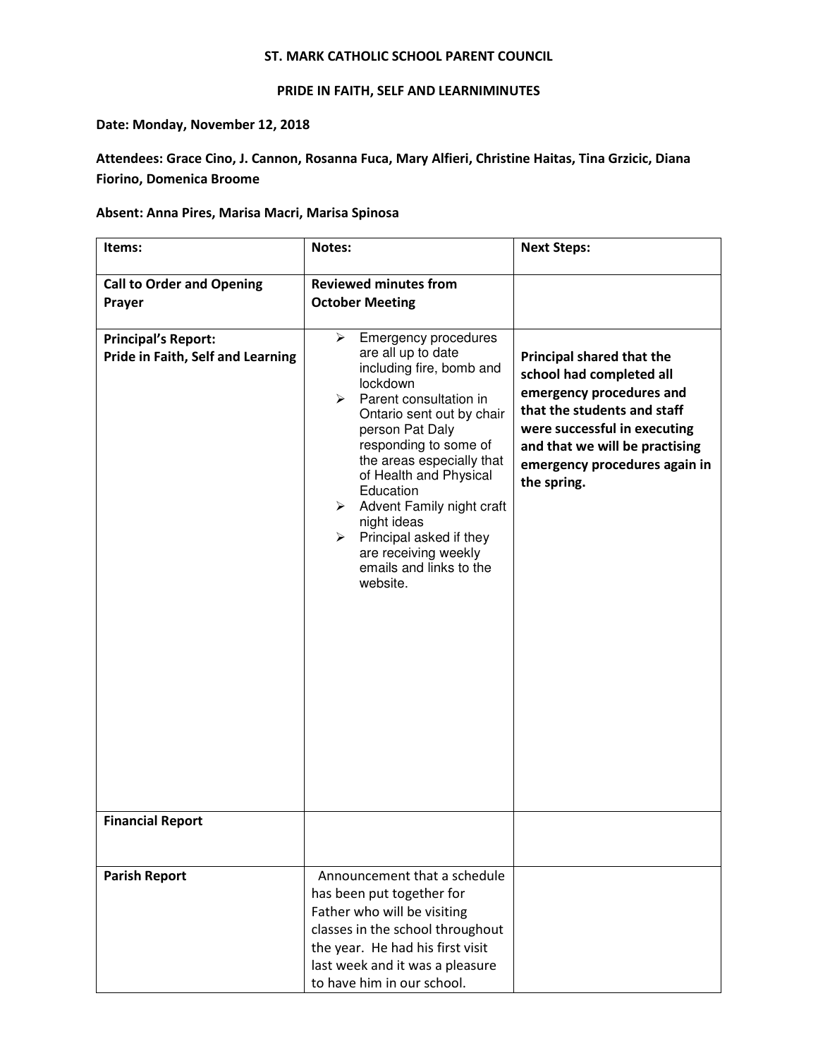**ST. MARK CATHOLIC SCHOOL PARENT COUNCIL**

**PRIDE IN FAITH, SELF AND LEARNIMINUTES**

**Date: Monday, November 12, 2018**

**Attendees: Grace Cino, J. Cannon, Rosanna Fuca, Mary Alfieri, Christine Haitas, Tina Grzicic, Diana Fiorino, Domenica Broome**

**Absent: Anna Pires, Marisa Macri, Marisa Spinosa**

| Items: | Notes: | Next Steps: |
|---|---|---|
| **Call to Order and Opening Prayer** | **Reviewed minutes from October Meeting** | |
| **Principal's Report: Pride in Faith, Self and Learning** | ➢ Emergency procedures are all up to date including fire, bomb and lockdown<br>➢ Parent consultation in Ontario sent out by chair person Pat Daly responding to some of the areas especially that of Health and Physical Education<br>➢ Advent Family night craft night ideas<br>➢ Principal asked if they are receiving weekly emails and links to the website. | **Principal shared that the school had completed all emergency procedures and that the students and staff were successful in executing and that we will be practising emergency procedures again in the spring.** |
| **Financial Report** | | |
| **Parish Report** | Announcement that a schedule has been put together for Father who will be visiting classes in the school throughout the year. He had his first visit last week and it was a pleasure to have him in our school. | |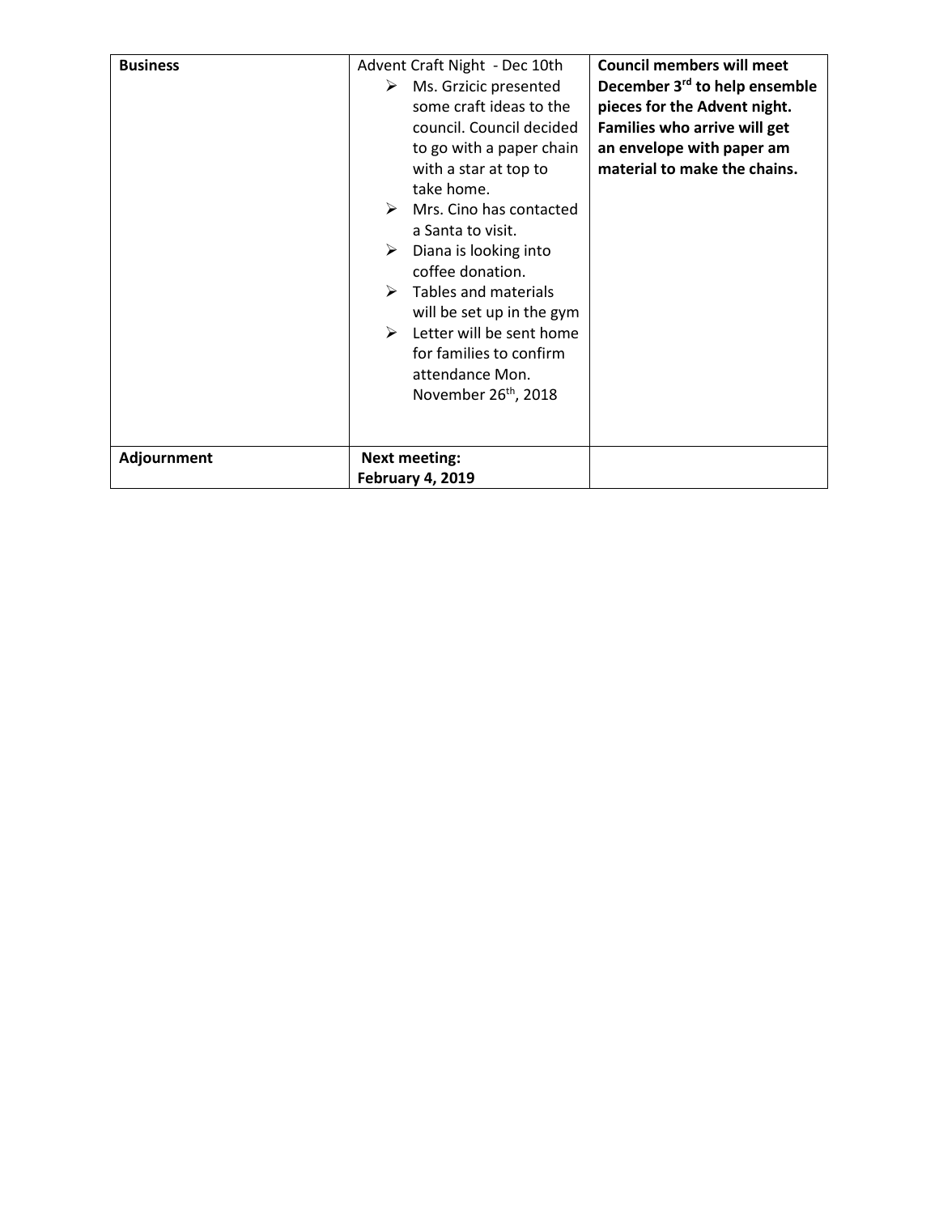| | | |
|---|---|---|
| **Business** | Advent Craft Night - Dec 10th<br>➢ Ms. Grzicic presented some craft ideas to the council. Council decided to go with a paper chain with a star at top to take home.<br>➢ Mrs. Cino has contacted a Santa to visit.<br>➢ Diana is looking into coffee donation.<br>➢ Tables and materials will be set up in the gym<br>➢ Letter will be sent home for families to confirm attendance Mon. November 26th, 2018 | **Council members will meet December 3rd to help ensemble pieces for the Advent night. Families who arrive will get an envelope with paper am material to make the chains.** |
| **Adjournment** | **Next meeting: February 4, 2019** | |